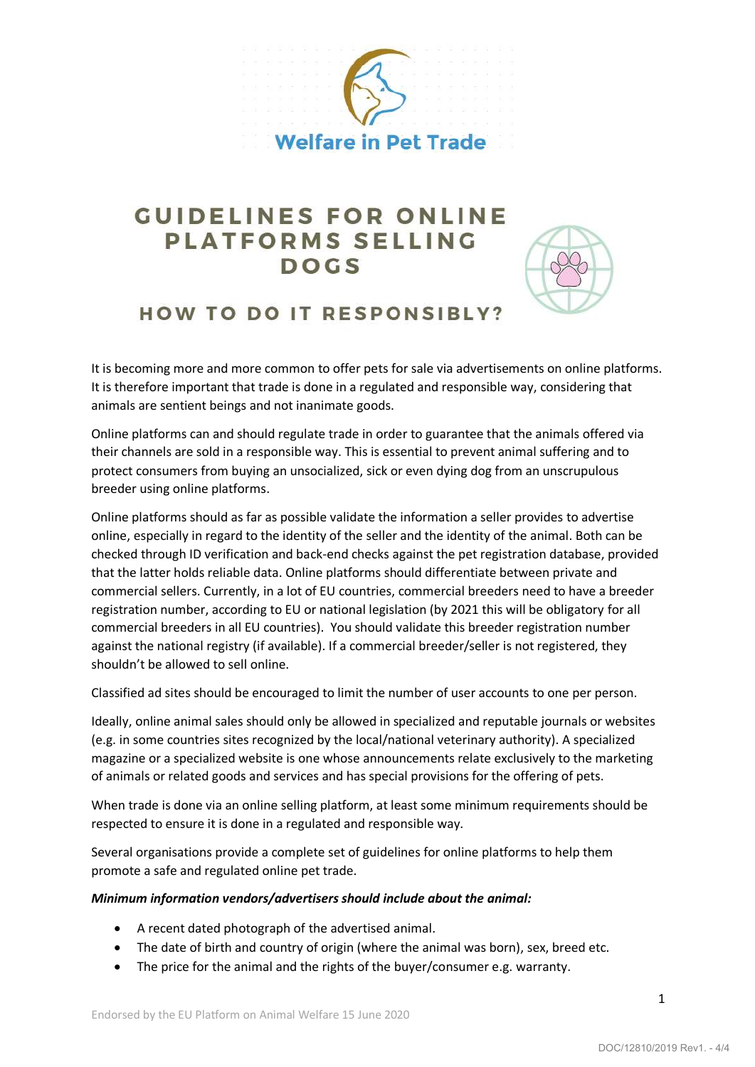Welfare in Pet Trade

# GUIDELINES FOR ONLINE PLATFORMS SELLING DOGS

## HOW TO DO IT RESPONSIBLY?

It is becoming more and more common to offer pets for sale via advertisements on online platforms. It is therefore important that trade is done in a regulated and responsible way, considering that animals are sentient beings and not inanimate goods.

Online platforms can and should regulate trade in order to guarantee that the animals offered via their channels are sold in a responsible way. This is essential to prevent animal suffering and to protect consumers from buying an unsocialized, sick or even dying dog from an unscrupulous breeder using online platforms.

Online platforms should as far as possible validate the information a seller provides to advertise online, especially in regard to the identity of the seller and the identity of the animal. Both can be checked through ID verification and back-end checks against the pet registration database, provided that the latter holds reliable data. Online platforms should differentiate between private and commercial sellers. Currently, in a lot of EU countries, commercial breeders need to have a breeder registration number, according to EU or national legislation (by 2021 this will be obligatory for all commercial breeders in all EU countries). You should validate this breeder registration number against the national registry (if available). If a commercial breeder/seller is not registered, they shouldn't be allowed to sell online.

Classified ad sites should be encouraged to limit the number of user accounts to one per person.

Ideally, online animal sales should only be allowed in specialized and reputable journals or websites (e.g. in some countries sites recognized by the local/national veterinary authority). A specialized magazine or a specialized website is one whose announcements relate exclusively to the marketing of animals or related goods and services and has special provisions for the offering of pets.

When trade is done via an online selling platform, at least some minimum requirements should be respected to ensure it is done in a regulated and responsible way.

Several organisations provide a complete set of guidelines for online platforms to help them promote a safe and regulated online pet trade.

***Minimum information vendors/advertisers should include about the animal:***

- A recent dated photograph of the advertised animal.
- The date of birth and country of origin (where the animal was born), sex, breed etc.
- The price for the animal and the rights of the buyer/consumer e.g. warranty.

Endorsed by the EU Platform on Animal Welfare 15 June 2020

DOC/12810/2019 Rev1.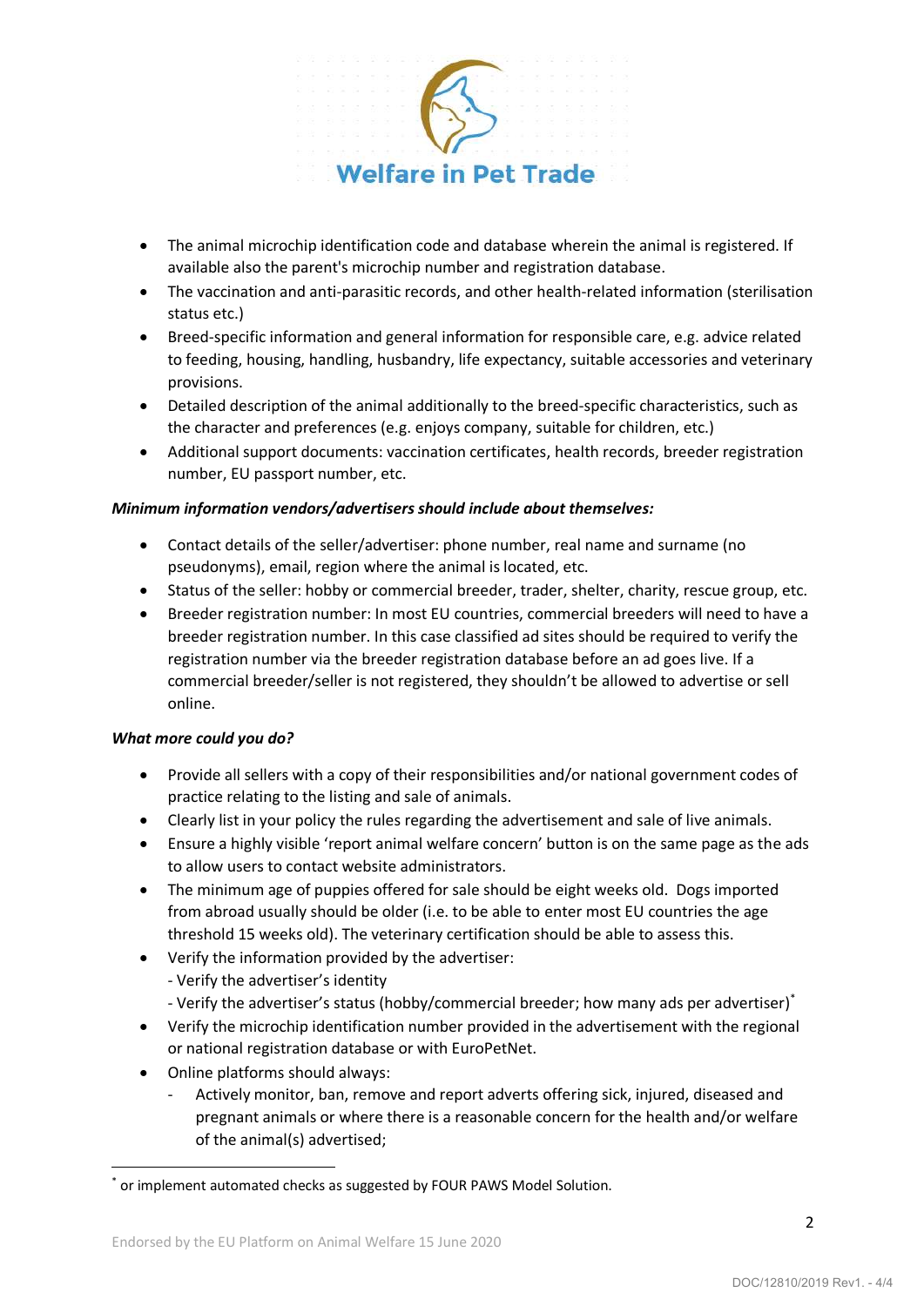- The animal microchip identification code and database wherein the animal is registered. If available also the parent's microchip number and registration database.
- The vaccination and anti-parasitic records, and other health-related information (sterilisation status etc.)
- Breed-specific information and general information for responsible care, e.g. advice related to feeding, housing, handling, husbandry, life expectancy, suitable accessories and veterinary provisions.
- Detailed description of the animal additionally to the breed-specific characteristics, such as the character and preferences (e.g. enjoys company, suitable for children, etc.)
- Additional support documents: vaccination certificates, health records, breeder registration number, EU passport number, etc.

***Minimum information vendors/advertisers should include about themselves:***

- Contact details of the seller/advertiser: phone number, real name and surname (no pseudonyms), email, region where the animal is located, etc.
- Status of the seller: hobby or commercial breeder, trader, shelter, charity, rescue group, etc.
- Breeder registration number: In most EU countries, commercial breeders will need to have a breeder registration number. In this case classified ad sites should be required to verify the registration number via the breeder registration database before an ad goes live. If a commercial breeder/seller is not registered, they shouldn't be allowed to advertise or sell online.

***What more could you do?***

- Provide all sellers with a copy of their responsibilities and/or national government codes of practice relating to the listing and sale of animals.
- Clearly list in your policy the rules regarding the advertisement and sale of live animals.
- Ensure a highly visible 'report animal welfare concern' button is on the same page as the ads to allow users to contact website administrators.
- The minimum age of puppies offered for sale should be eight weeks old. Dogs imported from abroad usually should be older (i.e. to be able to enter most EU countries the age threshold 15 weeks old). The veterinary certification should be able to assess this.
- Verify the information provided by the advertiser:
  - Verify the advertiser's identity
  - Verify the advertiser's status (hobby/commercial breeder; how many ads per advertiser)[*]
- Verify the microchip identification number provided in the advertisement with the regional or national registration database or with EuroPetNet.
- Online platforms should always:
  - Actively monitor, ban, remove and report adverts offering sick, injured, diseased and pregnant animals or where there is a reasonable concern for the health and/or welfare of the animal(s) advertised;

[*] or implement automated checks as suggested by FOUR PAWS Model Solution.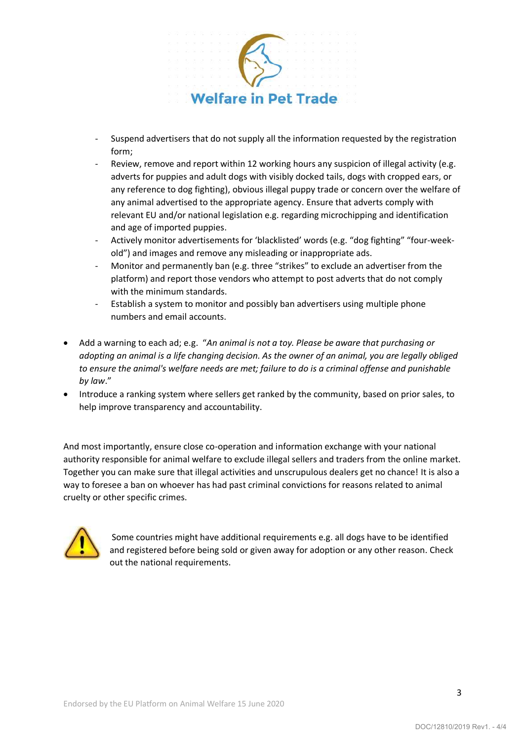- Suspend advertisers that do not supply all the information requested by the registration form;
- Review, remove and report within 12 working hours any suspicion of illegal activity (e.g. adverts for puppies and adult dogs with visibly docked tails, dogs with cropped ears, or any reference to dog fighting), obvious illegal puppy trade or concern over the welfare of any animal advertised to the appropriate agency. Ensure that adverts comply with relevant EU and/or national legislation e.g. regarding microchipping and identification and age of imported puppies.
- Actively monitor advertisements for 'blacklisted' words (e.g. "dog fighting" "four-week-old") and images and remove any misleading or inappropriate ads.
- Monitor and permanently ban (e.g. three "strikes" to exclude an advertiser from the platform) and report those vendors who attempt to post adverts that do not comply with the minimum standards.
- Establish a system to monitor and possibly ban advertisers using multiple phone numbers and email accounts.

- Add a warning to each ad; e.g. "*An animal is not a toy. Please be aware that purchasing or adopting an animal is a life changing decision. As the owner of an animal, you are legally obliged to ensure the animal's welfare needs are met; failure to do is a criminal offense and punishable by law*."
- Introduce a ranking system where sellers get ranked by the community, based on prior sales, to help improve transparency and accountability.

And most importantly, ensure close co-operation and information exchange with your national authority responsible for animal welfare to exclude illegal sellers and traders from the online market. Together you can make sure that illegal activities and unscrupulous dealers get no chance! It is also a way to foresee a ban on whoever has had past criminal convictions for reasons related to animal cruelty or other specific crimes.

Some countries might have additional requirements e.g. all dogs have to be identified and registered before being sold or given away for adoption or any other reason. Check out the national requirements.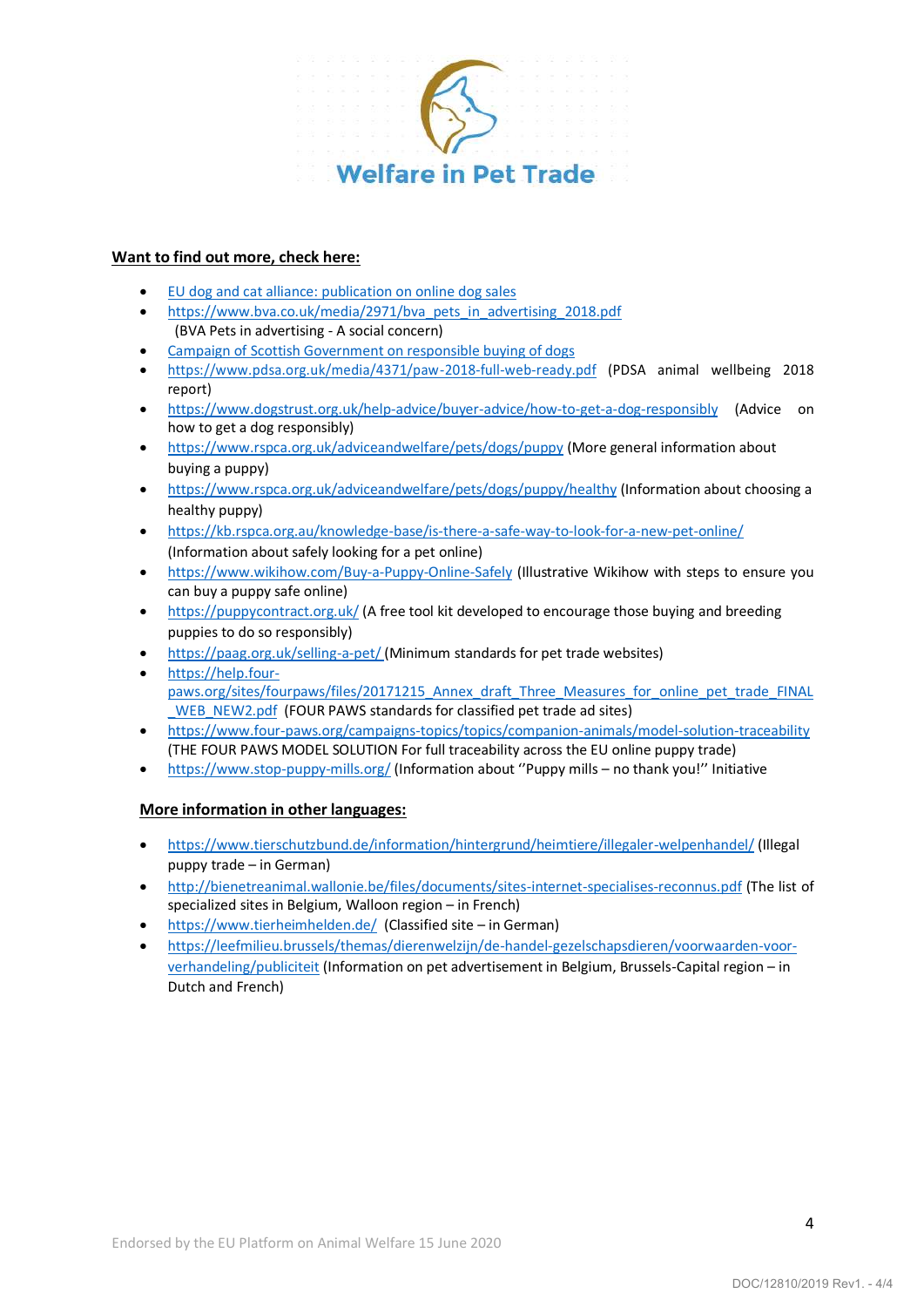**Welfare in Pet Trade**

## Want to find out more, check here:

- EU dog and cat alliance: publication on online dog sales
- https://www.bva.co.uk/media/2971/bva_pets_in_advertising_2018.pdf (BVA Pets in advertising - A social concern)
- Campaign of Scottish Government on responsible buying of dogs
- https://www.pdsa.org.uk/media/4371/paw-2018-full-web-ready.pdf (PDSA animal wellbeing 2018 report)
- https://www.dogstrust.org.uk/help-advice/buyer-advice/how-to-get-a-dog-responsibly (Advice on how to get a dog responsibly)
- https://www.rspca.org.uk/adviceandwelfare/pets/dogs/puppy (More general information about buying a puppy)
- https://www.rspca.org.uk/adviceandwelfare/pets/dogs/puppy/healthy (Information about choosing a healthy puppy)
- https://kb.rspca.org.au/knowledge-base/is-there-a-safe-way-to-look-for-a-new-pet-online/ (Information about safely looking for a pet online)
- https://www.wikihow.com/Buy-a-Puppy-Online-Safely (Illustrative Wikihow with steps to ensure you can buy a puppy safe online)
- https://puppycontract.org.uk/ (A free tool kit developed to encourage those buying and breeding puppies to do so responsibly)
- https://paag.org.uk/selling-a-pet/ (Minimum standards for pet trade websites)
- https://help.four-paws.org/sites/fourpaws/files/20171215_Annex_draft_Three_Measures_for_online_pet_trade_FINAL_WEB_NEW2.pdf (FOUR PAWS standards for classified pet trade ad sites)
- https://www.four-paws.org/campaigns-topics/topics/companion-animals/model-solution-traceability (THE FOUR PAWS MODEL SOLUTION For full traceability across the EU online puppy trade)
- https://www.stop-puppy-mills.org/ (Information about ''Puppy mills – no thank you!'' Initiative

## More information in other languages:

- https://www.tierschutzbund.de/information/hintergrund/heimtiere/illegaler-welpenhandel/ (Illegal puppy trade – in German)
- http://bienetreanimal.wallonie.be/files/documents/sites-internet-specialises-reconnus.pdf (The list of specialized sites in Belgium, Walloon region – in French)
- https://www.tierheimhelden.de/ (Classified site – in German)
- https://leefmilieu.brussels/themas/dierenwelzijn/de-handel-gezelschapsdieren/voorwaarden-voor-verhandeling/publiciteit (Information on pet advertisement in Belgium, Brussels-Capital region – in Dutch and French)

Endorsed by the EU Platform on Animal Welfare 15 June 2020